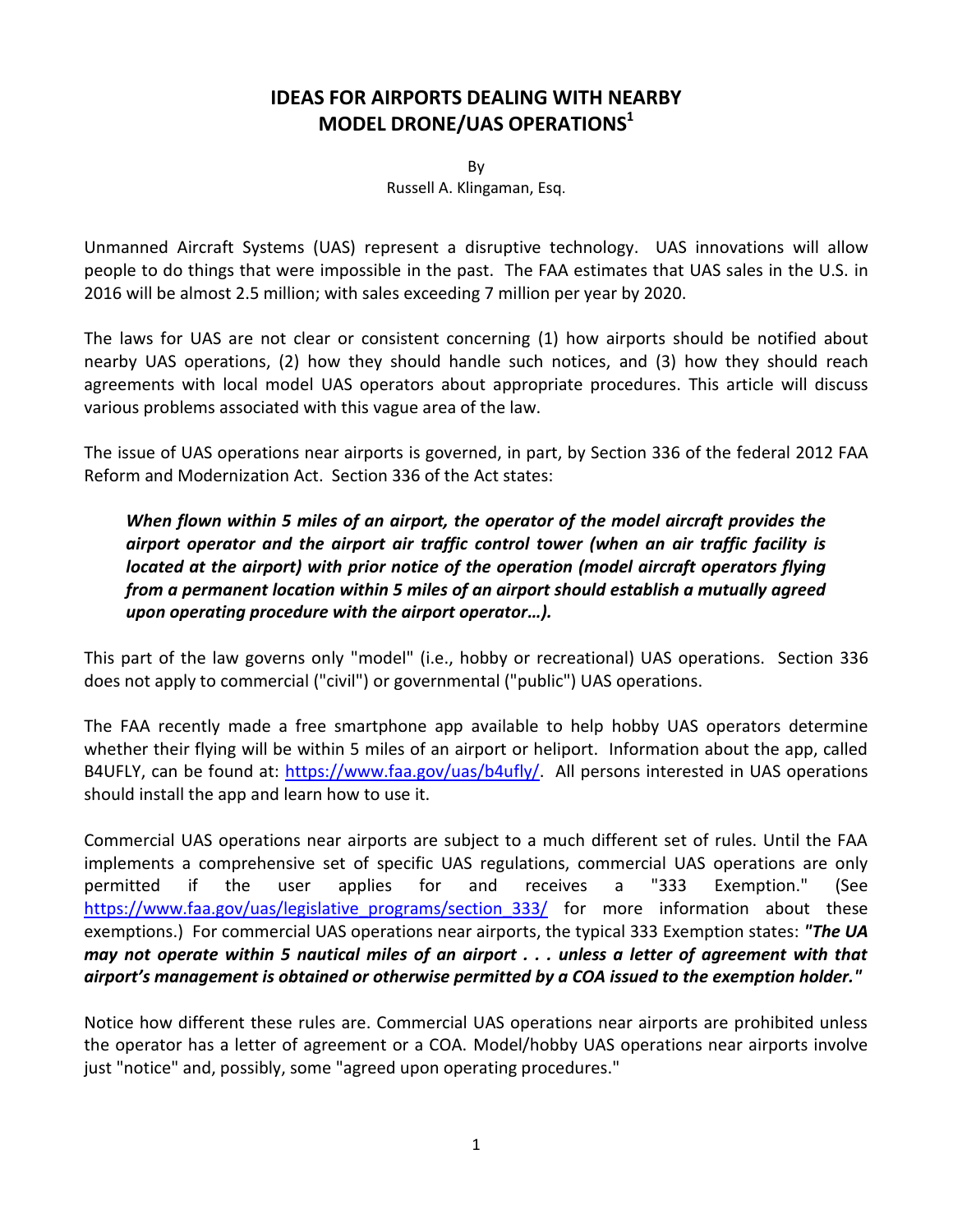# IDEAS FOR AIRPORTS DEALING WITH NEARBY MODEL DRONE/UAS OPERATIONS[1]

By
Russell A. Klingaman, Esq.

Unmanned Aircraft Systems (UAS) represent a disruptive technology. UAS innovations will allow people to do things that were impossible in the past. The FAA estimates that UAS sales in the U.S. in 2016 will be almost 2.5 million; with sales exceeding 7 million per year by 2020.

The laws for UAS are not clear or consistent concerning (1) how airports should be notified about nearby UAS operations, (2) how they should handle such notices, and (3) how they should reach agreements with local model UAS operators about appropriate procedures. This article will discuss various problems associated with this vague area of the law.

The issue of UAS operations near airports is governed, in part, by Section 336 of the federal 2012 FAA Reform and Modernization Act. Section 336 of the Act states:

> ***When flown within 5 miles of an airport, the operator of the model aircraft provides the airport operator and the airport air traffic control tower (when an air traffic facility is located at the airport) with prior notice of the operation (model aircraft operators flying from a permanent location within 5 miles of an airport should establish a mutually agreed upon operating procedure with the airport operator…).***

This part of the law governs only "model" (i.e., hobby or recreational) UAS operations. Section 336 does not apply to commercial ("civil") or governmental ("public") UAS operations.

The FAA recently made a free smartphone app available to help hobby UAS operators determine whether their flying will be within 5 miles of an airport or heliport. Information about the app, called B4UFLY, can be found at: [https://www.faa.gov/uas/b4ufly/](https://www.faa.gov/uas/b4ufly/). All persons interested in UAS operations should install the app and learn how to use it.

Commercial UAS operations near airports are subject to a much different set of rules. Until the FAA implements a comprehensive set of specific UAS regulations, commercial UAS operations are only permitted if the user applies for and receives a "333 Exemption." (See [https://www.faa.gov/uas/legislative_programs/section_333/](https://www.faa.gov/uas/legislative_programs/section_333/) for more information about these exemptions.) For commercial UAS operations near airports, the typical 333 Exemption states: ***"The UA may not operate within 5 nautical miles of an airport . . . unless a letter of agreement with that airport's management is obtained or otherwise permitted by a COA issued to the exemption holder."***

Notice how different these rules are. Commercial UAS operations near airports are prohibited unless the operator has a letter of agreement or a COA. Model/hobby UAS operations near airports involve just "notice" and, possibly, some "agreed upon operating procedures."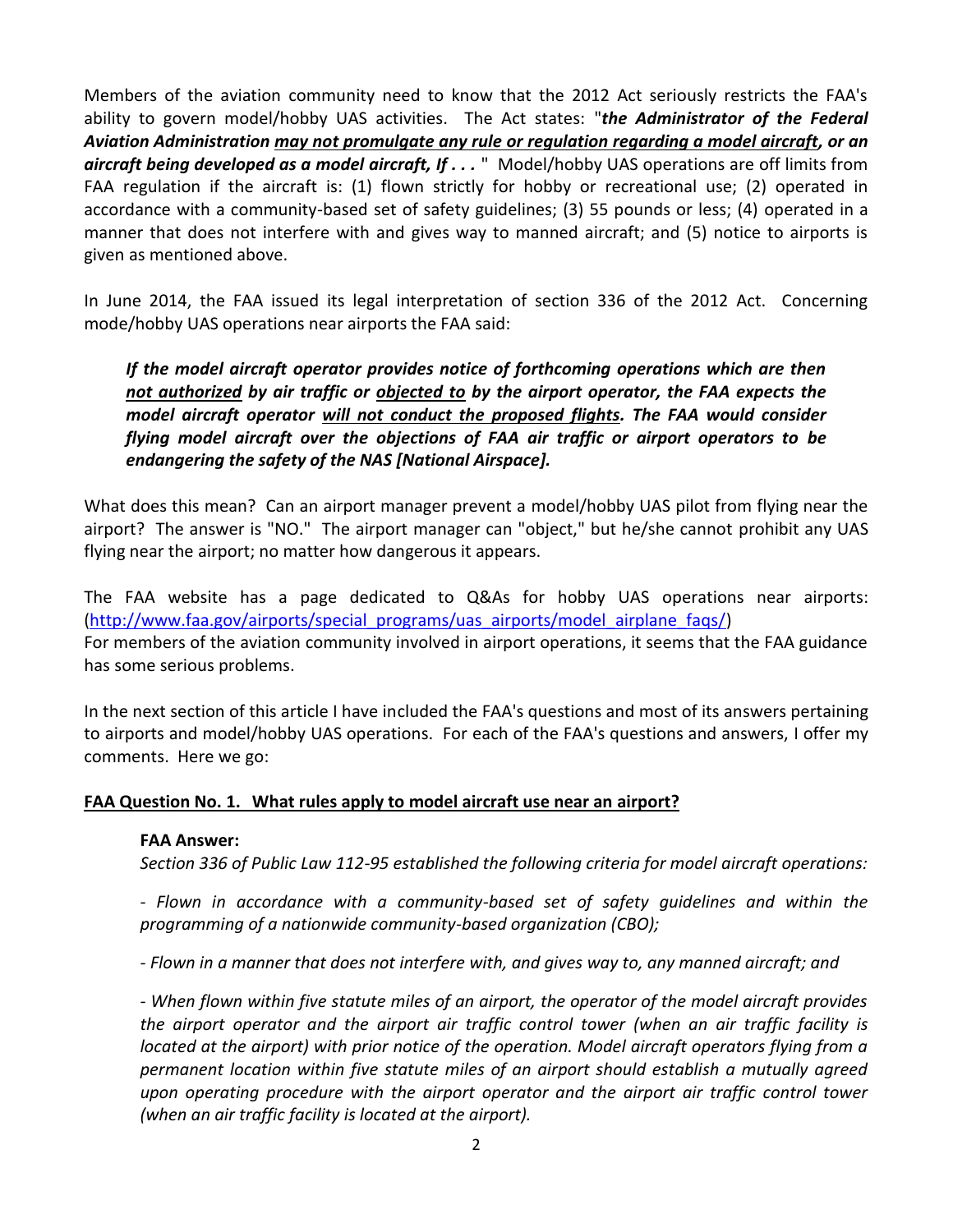Members of the aviation community need to know that the 2012 Act seriously restricts the FAA's ability to govern model/hobby UAS activities. The Act states: "***the Administrator of the Federal Aviation Administration <u>may not promulgate any rule or regulation regarding a model aircraft</u>, or an aircraft being developed as a model aircraft, If . . .*** " Model/hobby UAS operations are off limits from FAA regulation if the aircraft is: (1) flown strictly for hobby or recreational use; (2) operated in accordance with a community-based set of safety guidelines; (3) 55 pounds or less; (4) operated in a manner that does not interfere with and gives way to manned aircraft; and (5) notice to airports is given as mentioned above.

In June 2014, the FAA issued its legal interpretation of section 336 of the 2012 Act. Concerning mode/hobby UAS operations near airports the FAA said:

> ***If the model aircraft operator provides notice of forthcoming operations which are then <u>not authorized</u> by air traffic or <u>objected to</u> by the airport operator, the FAA expects the model aircraft operator <u>will not conduct the proposed flights</u>. The FAA would consider flying model aircraft over the objections of FAA air traffic or airport operators to be endangering the safety of the NAS [National Airspace].***

What does this mean? Can an airport manager prevent a model/hobby UAS pilot from flying near the airport? The answer is "NO." The airport manager can "object," but he/she cannot prohibit any UAS flying near the airport; no matter how dangerous it appears.

The FAA website has a page dedicated to Q&As for hobby UAS operations near airports: (http://www.faa.gov/airports/special_programs/uas_airports/model_airplane_faqs/)
For members of the aviation community involved in airport operations, it seems that the FAA guidance has some serious problems.

In the next section of this article I have included the FAA's questions and most of its answers pertaining to airports and model/hobby UAS operations. For each of the FAA's questions and answers, I offer my comments. Here we go:

**<u>FAA Question No. 1. What rules apply to model aircraft use near an airport?</u>**

> **FAA Answer:**
> *Section 336 of Public Law 112-95 established the following criteria for model aircraft operations:*
>
> *- Flown in accordance with a community-based set of safety guidelines and within the programming of a nationwide community-based organization (CBO);*
>
> *- Flown in a manner that does not interfere with, and gives way to, any manned aircraft; and*
>
> *- When flown within five statute miles of an airport, the operator of the model aircraft provides the airport operator and the airport air traffic control tower (when an air traffic facility is located at the airport) with prior notice of the operation. Model aircraft operators flying from a permanent location within five statute miles of an airport should establish a mutually agreed upon operating procedure with the airport operator and the airport air traffic control tower (when an air traffic facility is located at the airport).*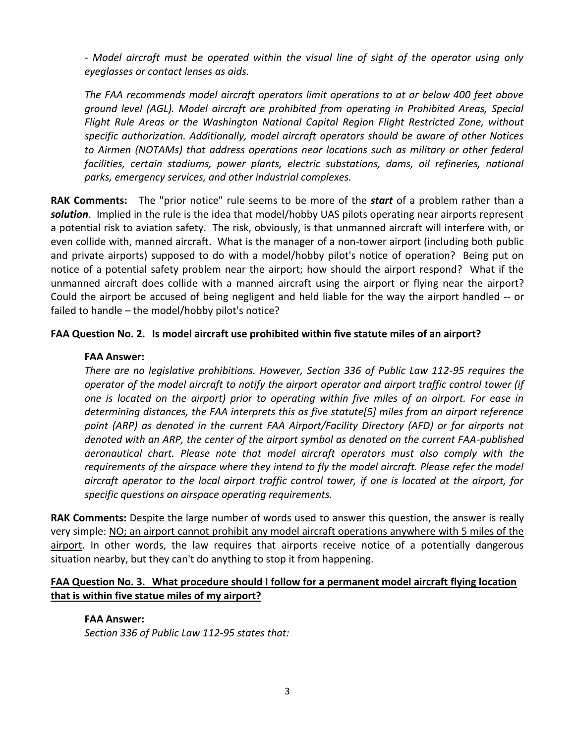*- Model aircraft must be operated within the visual line of sight of the operator using only eyeglasses or contact lenses as aids.*

*The FAA recommends model aircraft operators limit operations to at or below 400 feet above ground level (AGL). Model aircraft are prohibited from operating in Prohibited Areas, Special Flight Rule Areas or the Washington National Capital Region Flight Restricted Zone, without specific authorization. Additionally, model aircraft operators should be aware of other Notices to Airmen (NOTAMs) that address operations near locations such as military or other federal facilities, certain stadiums, power plants, electric substations, dams, oil refineries, national parks, emergency services, and other industrial complexes.*

**RAK Comments:** The "prior notice" rule seems to be more of the ***start*** of a problem rather than a ***solution***. Implied in the rule is the idea that model/hobby UAS pilots operating near airports represent a potential risk to aviation safety. The risk, obviously, is that unmanned aircraft will interfere with, or even collide with, manned aircraft. What is the manager of a non-tower airport (including both public and private airports) supposed to do with a model/hobby pilot's notice of operation? Being put on notice of a potential safety problem near the airport; how should the airport respond? What if the unmanned aircraft does collide with a manned aircraft using the airport or flying near the airport? Could the airport be accused of being negligent and held liable for the way the airport handled -- or failed to handle – the model/hobby pilot's notice?

**FAA Question No. 2. Is model aircraft use prohibited within five statute miles of an airport?**

**FAA Answer:**
*There are no legislative prohibitions. However, Section 336 of Public Law 112-95 requires the operator of the model aircraft to notify the airport operator and airport traffic control tower (if one is located on the airport) prior to operating within five miles of an airport. For ease in determining distances, the FAA interprets this as five statute[5] miles from an airport reference point (ARP) as denoted in the current FAA Airport/Facility Directory (AFD) or for airports not denoted with an ARP, the center of the airport symbol as denoted on the current FAA-published aeronautical chart. Please note that model aircraft operators must also comply with the requirements of the airspace where they intend to fly the model aircraft. Please refer the model aircraft operator to the local airport traffic control tower, if one is located at the airport, for specific questions on airspace operating requirements.*

**RAK Comments:** Despite the large number of words used to answer this question, the answer is really very simple: NO; an airport cannot prohibit any model aircraft operations anywhere with 5 miles of the airport. In other words, the law requires that airports receive notice of a potentially dangerous situation nearby, but they can't do anything to stop it from happening.

**FAA Question No. 3. What procedure should I follow for a permanent model aircraft flying location that is within five statue miles of my airport?**

**FAA Answer:**
*Section 336 of Public Law 112-95 states that:*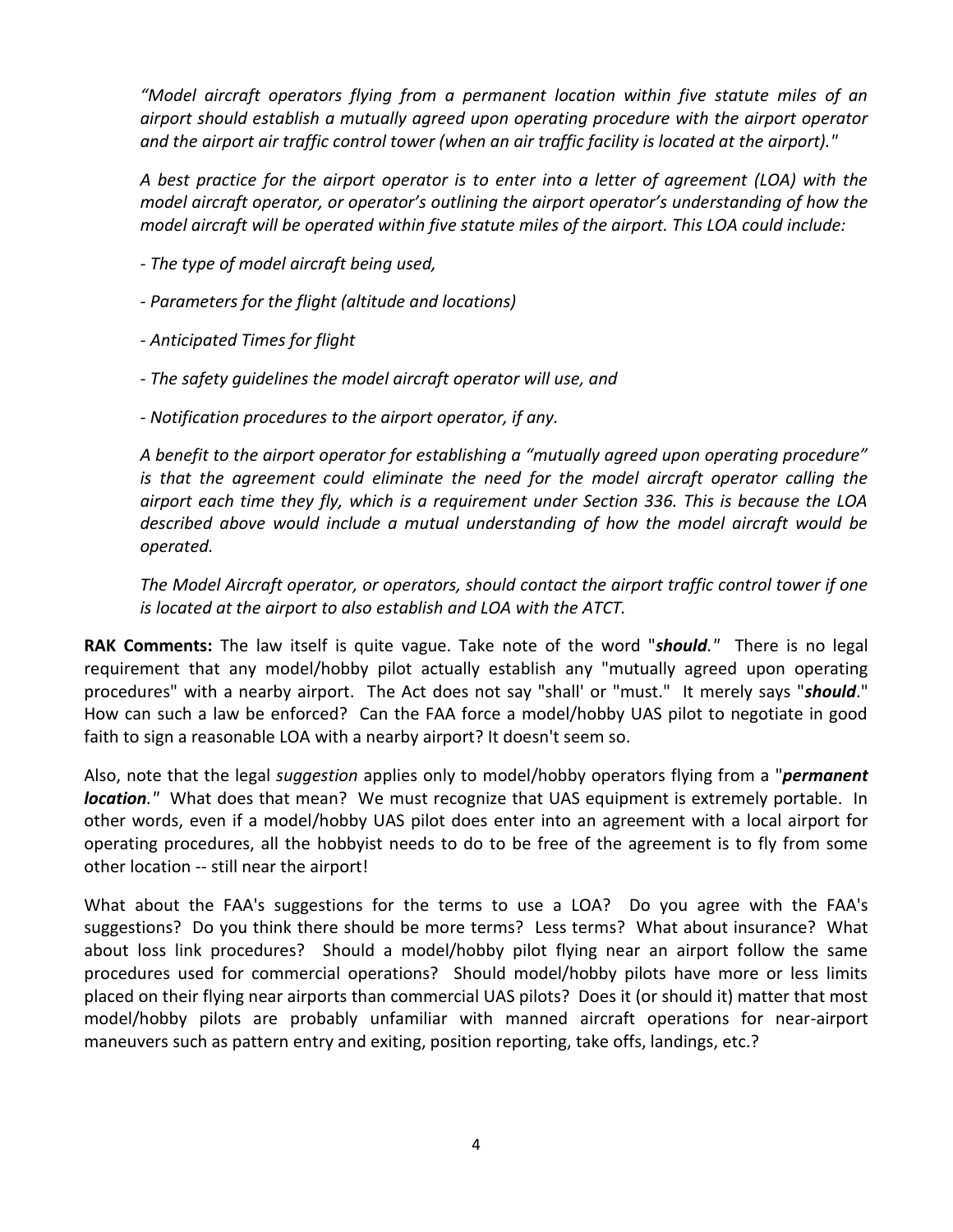*"Model aircraft operators flying from a permanent location within five statute miles of an airport should establish a mutually agreed upon operating procedure with the airport operator and the airport air traffic control tower (when an air traffic facility is located at the airport)."*

*A best practice for the airport operator is to enter into a letter of agreement (LOA) with the model aircraft operator, or operator's outlining the airport operator's understanding of how the model aircraft will be operated within five statute miles of the airport. This LOA could include:*

*- The type of model aircraft being used,*

*- Parameters for the flight (altitude and locations)*

*- Anticipated Times for flight*

*- The safety guidelines the model aircraft operator will use, and*

*- Notification procedures to the airport operator, if any.*

*A benefit to the airport operator for establishing a "mutually agreed upon operating procedure" is that the agreement could eliminate the need for the model aircraft operator calling the airport each time they fly, which is a requirement under Section 336. This is because the LOA described above would include a mutual understanding of how the model aircraft would be operated.*

*The Model Aircraft operator, or operators, should contact the airport traffic control tower if one is located at the airport to also establish and LOA with the ATCT.*

**RAK Comments:** The law itself is quite vague. Take note of the word "***should.***" There is no legal requirement that any model/hobby pilot actually establish any "mutually agreed upon operating procedures" with a nearby airport. The Act does not say "shall' or "must." It merely says "***should***." How can such a law be enforced? Can the FAA force a model/hobby UAS pilot to negotiate in good faith to sign a reasonable LOA with a nearby airport? It doesn't seem so.

Also, note that the legal *suggestion* applies only to model/hobby operators flying from a "***permanent location.***" What does that mean? We must recognize that UAS equipment is extremely portable. In other words, even if a model/hobby UAS pilot does enter into an agreement with a local airport for operating procedures, all the hobbyist needs to do to be free of the agreement is to fly from some other location -- still near the airport!

What about the FAA's suggestions for the terms to use a LOA? Do you agree with the FAA's suggestions? Do you think there should be more terms? Less terms? What about insurance? What about loss link procedures? Should a model/hobby pilot flying near an airport follow the same procedures used for commercial operations? Should model/hobby pilots have more or less limits placed on their flying near airports than commercial UAS pilots? Does it (or should it) matter that most model/hobby pilots are probably unfamiliar with manned aircraft operations for near-airport maneuvers such as pattern entry and exiting, position reporting, take offs, landings, etc.?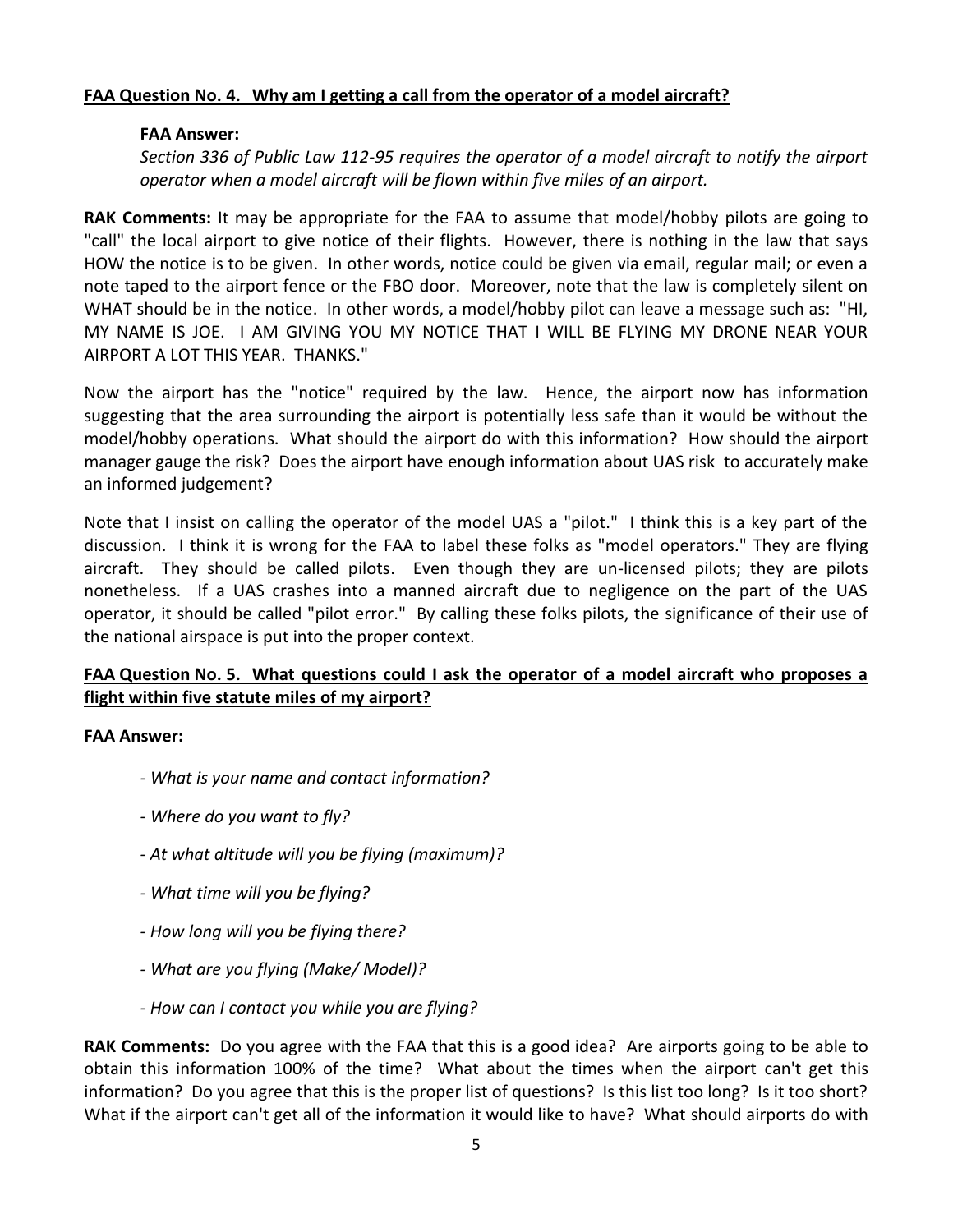**FAA Question No. 4. Why am I getting a call from the operator of a model aircraft?**

**FAA Answer:**

*Section 336 of Public Law 112-95 requires the operator of a model aircraft to notify the airport operator when a model aircraft will be flown within five miles of an airport.*

**RAK Comments:** It may be appropriate for the FAA to assume that model/hobby pilots are going to "call" the local airport to give notice of their flights. However, there is nothing in the law that says HOW the notice is to be given. In other words, notice could be given via email, regular mail; or even a note taped to the airport fence or the FBO door. Moreover, note that the law is completely silent on WHAT should be in the notice. In other words, a model/hobby pilot can leave a message such as: "HI, MY NAME IS JOE. I AM GIVING YOU MY NOTICE THAT I WILL BE FLYING MY DRONE NEAR YOUR AIRPORT A LOT THIS YEAR. THANKS."

Now the airport has the "notice" required by the law. Hence, the airport now has information suggesting that the area surrounding the airport is potentially less safe than it would be without the model/hobby operations. What should the airport do with this information? How should the airport manager gauge the risk? Does the airport have enough information about UAS risk to accurately make an informed judgement?

Note that I insist on calling the operator of the model UAS a "pilot." I think this is a key part of the discussion. I think it is wrong for the FAA to label these folks as "model operators." They are flying aircraft. They should be called pilots. Even though they are un-licensed pilots; they are pilots nonetheless. If a UAS crashes into a manned aircraft due to negligence on the part of the UAS operator, it should be called "pilot error." By calling these folks pilots, the significance of their use of the national airspace is put into the proper context.

**FAA Question No. 5. What questions could I ask the operator of a model aircraft who proposes a flight within five statute miles of my airport?**

**FAA Answer:**

- *What is your name and contact information?*
- *Where do you want to fly?*
- *At what altitude will you be flying (maximum)?*
- *What time will you be flying?*
- *How long will you be flying there?*
- *What are you flying (Make/ Model)?*
- *How can I contact you while you are flying?*

**RAK Comments:** Do you agree with the FAA that this is a good idea? Are airports going to be able to obtain this information 100% of the time? What about the times when the airport can't get this information? Do you agree that this is the proper list of questions? Is this list too long? Is it too short? What if the airport can't get all of the information it would like to have? What should airports do with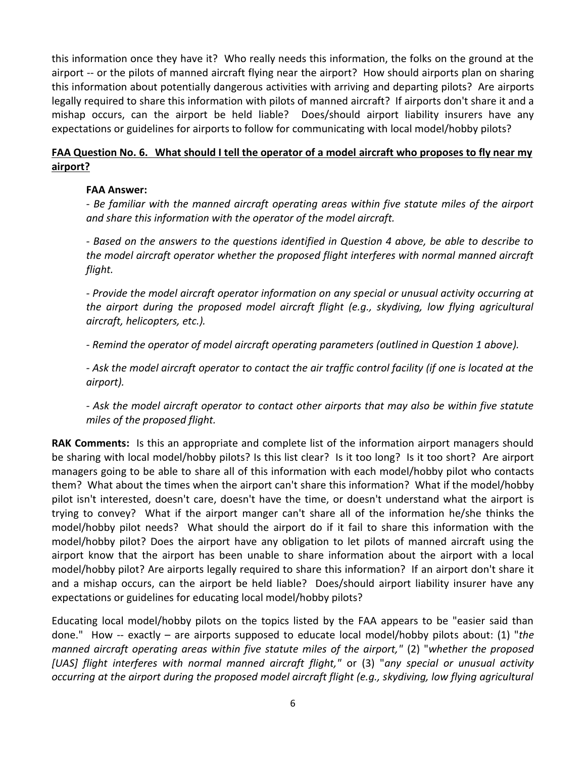this information once they have it? Who really needs this information, the folks on the ground at the airport -- or the pilots of manned aircraft flying near the airport? How should airports plan on sharing this information about potentially dangerous activities with arriving and departing pilots? Are airports legally required to share this information with pilots of manned aircraft? If airports don't share it and a mishap occurs, can the airport be held liable? Does/should airport liability insurers have any expectations or guidelines for airports to follow for communicating with local model/hobby pilots?

**FAA Question No. 6. What should I tell the operator of a model aircraft who proposes to fly near my airport?**

**FAA Answer:**

*- Be familiar with the manned aircraft operating areas within five statute miles of the airport and share this information with the operator of the model aircraft.*

*- Based on the answers to the questions identified in Question 4 above, be able to describe to the model aircraft operator whether the proposed flight interferes with normal manned aircraft flight.*

*- Provide the model aircraft operator information on any special or unusual activity occurring at the airport during the proposed model aircraft flight (e.g., skydiving, low flying agricultural aircraft, helicopters, etc.).*

*- Remind the operator of model aircraft operating parameters (outlined in Question 1 above).*

*- Ask the model aircraft operator to contact the air traffic control facility (if one is located at the airport).*

*- Ask the model aircraft operator to contact other airports that may also be within five statute miles of the proposed flight.*

**RAK Comments:** Is this an appropriate and complete list of the information airport managers should be sharing with local model/hobby pilots? Is this list clear? Is it too long? Is it too short? Are airport managers going to be able to share all of this information with each model/hobby pilot who contacts them? What about the times when the airport can't share this information? What if the model/hobby pilot isn't interested, doesn't care, doesn't have the time, or doesn't understand what the airport is trying to convey? What if the airport manger can't share all of the information he/she thinks the model/hobby pilot needs? What should the airport do if it fail to share this information with the model/hobby pilot? Does the airport have any obligation to let pilots of manned aircraft using the airport know that the airport has been unable to share information about the airport with a local model/hobby pilot? Are airports legally required to share this information? If an airport don't share it and a mishap occurs, can the airport be held liable? Does/should airport liability insurer have any expectations or guidelines for educating local model/hobby pilots?

Educating local model/hobby pilots on the topics listed by the FAA appears to be "easier said than done." How -- exactly – are airports supposed to educate local model/hobby pilots about: (1) "*the manned aircraft operating areas within five statute miles of the airport,"* (2) "*whether the proposed [UAS] flight interferes with normal manned aircraft flight,"* or (3) "*any special or unusual activity occurring at the airport during the proposed model aircraft flight (e.g., skydiving, low flying agricultural*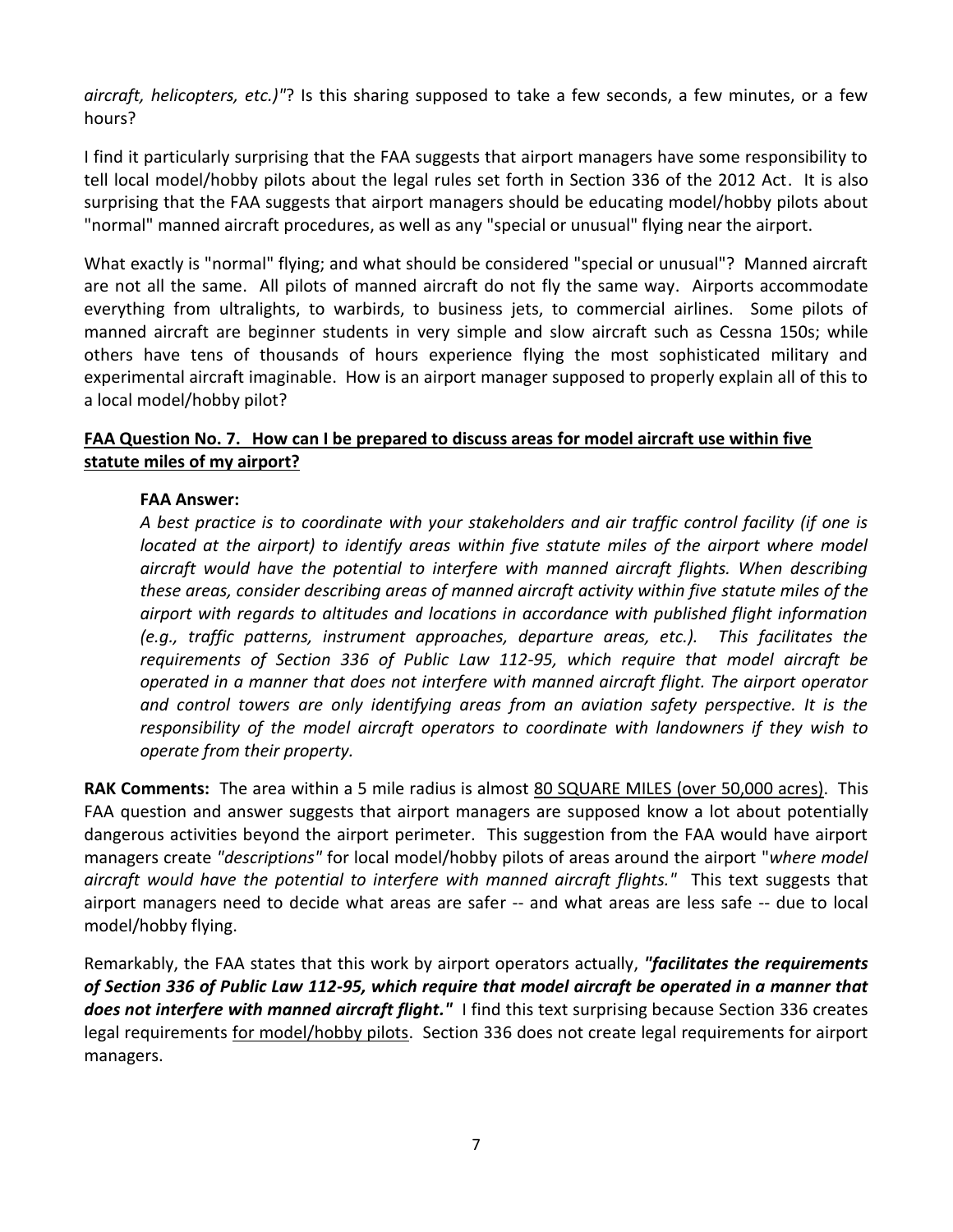*aircraft, helicopters, etc.)"*? Is this sharing supposed to take a few seconds, a few minutes, or a few hours?

I find it particularly surprising that the FAA suggests that airport managers have some responsibility to tell local model/hobby pilots about the legal rules set forth in Section 336 of the 2012 Act. It is also surprising that the FAA suggests that airport managers should be educating model/hobby pilots about "normal" manned aircraft procedures, as well as any "special or unusual" flying near the airport.

What exactly is "normal" flying; and what should be considered "special or unusual"? Manned aircraft are not all the same. All pilots of manned aircraft do not fly the same way. Airports accommodate everything from ultralights, to warbirds, to business jets, to commercial airlines. Some pilots of manned aircraft are beginner students in very simple and slow aircraft such as Cessna 150s; while others have tens of thousands of hours experience flying the most sophisticated military and experimental aircraft imaginable. How is an airport manager supposed to properly explain all of this to a local model/hobby pilot?

**FAA Question No. 7. How can I be prepared to discuss areas for model aircraft use within five statute miles of my airport?**

> **FAA Answer:**
> *A best practice is to coordinate with your stakeholders and air traffic control facility (if one is located at the airport) to identify areas within five statute miles of the airport where model aircraft would have the potential to interfere with manned aircraft flights. When describing these areas, consider describing areas of manned aircraft activity within five statute miles of the airport with regards to altitudes and locations in accordance with published flight information (e.g., traffic patterns, instrument approaches, departure areas, etc.). This facilitates the requirements of Section 336 of Public Law 112-95, which require that model aircraft be operated in a manner that does not interfere with manned aircraft flight. The airport operator and control towers are only identifying areas from an aviation safety perspective. It is the responsibility of the model aircraft operators to coordinate with landowners if they wish to operate from their property.*

**RAK Comments:** The area within a 5 mile radius is almost <u>80 SQUARE MILES (over 50,000 acres)</u>. This FAA question and answer suggests that airport managers are supposed know a lot about potentially dangerous activities beyond the airport perimeter. This suggestion from the FAA would have airport managers create *"descriptions"* for local model/hobby pilots of areas around the airport "*where model aircraft would have the potential to interfere with manned aircraft flights."* This text suggests that airport managers need to decide what areas are safer -- and what areas are less safe -- due to local model/hobby flying.

Remarkably, the FAA states that this work by airport operators actually, ***"facilitates the requirements of Section 336 of Public Law 112-95, which require that model aircraft be operated in a manner that does not interfere with manned aircraft flight."*** I find this text surprising because Section 336 creates legal requirements <u>for model/hobby pilots</u>. Section 336 does not create legal requirements for airport managers.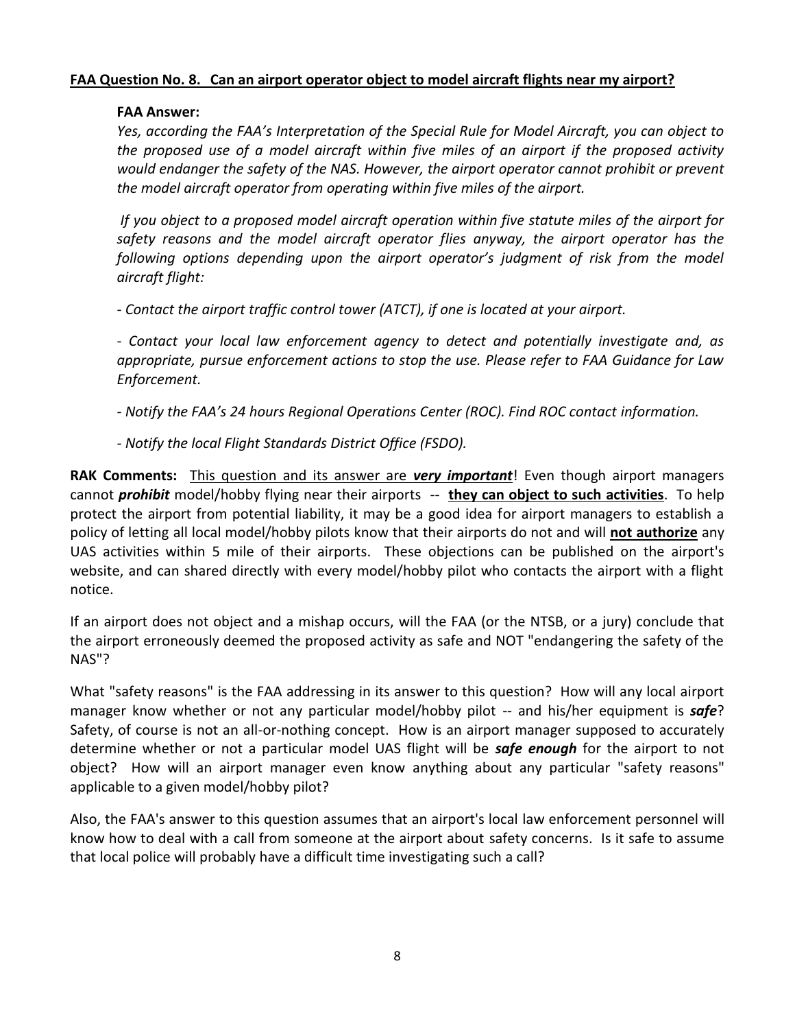**FAA Question No. 8. Can an airport operator object to model aircraft flights near my airport?**

**FAA Answer:**

*Yes, according the FAA's Interpretation of the Special Rule for Model Aircraft, you can object to the proposed use of a model aircraft within five miles of an airport if the proposed activity would endanger the safety of the NAS. However, the airport operator cannot prohibit or prevent the model aircraft operator from operating within five miles of the airport.*

*If you object to a proposed model aircraft operation within five statute miles of the airport for safety reasons and the model aircraft operator flies anyway, the airport operator has the following options depending upon the airport operator's judgment of risk from the model aircraft flight:*

*- Contact the airport traffic control tower (ATCT), if one is located at your airport.*

*- Contact your local law enforcement agency to detect and potentially investigate and, as appropriate, pursue enforcement actions to stop the use. Please refer to FAA Guidance for Law Enforcement.*

*- Notify the FAA's 24 hours Regional Operations Center (ROC). Find ROC contact information.*

*- Notify the local Flight Standards District Office (FSDO).*

**RAK Comments:** <u>This question and its answer are ***very important***</u>! Even though airport managers cannot ***prohibit*** model/hobby flying near their airports -- <u>**they can object to such activities**</u>. To help protect the airport from potential liability, it may be a good idea for airport managers to establish a policy of letting all local model/hobby pilots know that their airports do not and will <u>**not authorize**</u> any UAS activities within 5 mile of their airports. These objections can be published on the airport's website, and can shared directly with every model/hobby pilot who contacts the airport with a flight notice.

If an airport does not object and a mishap occurs, will the FAA (or the NTSB, or a jury) conclude that the airport erroneously deemed the proposed activity as safe and NOT "endangering the safety of the NAS"?

What "safety reasons" is the FAA addressing in its answer to this question? How will any local airport manager know whether or not any particular model/hobby pilot -- and his/her equipment is ***safe***? Safety, of course is not an all-or-nothing concept. How is an airport manager supposed to accurately determine whether or not a particular model UAS flight will be ***safe enough*** for the airport to not object? How will an airport manager even know anything about any particular "safety reasons" applicable to a given model/hobby pilot?

Also, the FAA's answer to this question assumes that an airport's local law enforcement personnel will know how to deal with a call from someone at the airport about safety concerns. Is it safe to assume that local police will probably have a difficult time investigating such a call?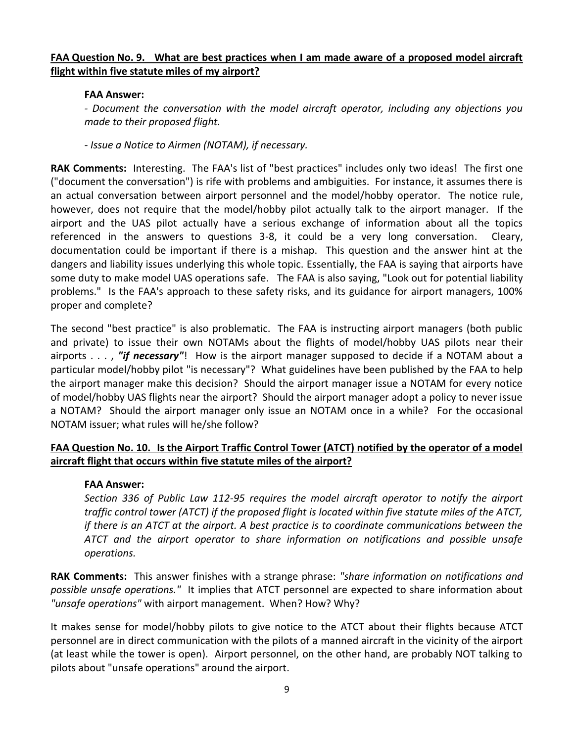**<u>FAA Question No. 9. What are best practices when I am made aware of a proposed model aircraft flight within five statute miles of my airport?</u>**

**FAA Answer:**

*- Document the conversation with the model aircraft operator, including any objections you made to their proposed flight.*

*- Issue a Notice to Airmen (NOTAM), if necessary.*

**RAK Comments:** Interesting. The FAA's list of "best practices" includes only two ideas! The first one ("document the conversation") is rife with problems and ambiguities. For instance, it assumes there is an actual conversation between airport personnel and the model/hobby operator. The notice rule, however, does not require that the model/hobby pilot actually talk to the airport manager. If the airport and the UAS pilot actually have a serious exchange of information about all the topics referenced in the answers to questions 3-8, it could be a very long conversation. Cleary, documentation could be important if there is a mishap. This question and the answer hint at the dangers and liability issues underlying this whole topic. Essentially, the FAA is saying that airports have some duty to make model UAS operations safe. The FAA is also saying, "Look out for potential liability problems." Is the FAA's approach to these safety risks, and its guidance for airport managers, 100% proper and complete?

The second "best practice" is also problematic. The FAA is instructing airport managers (both public and private) to issue their own NOTAMs about the flights of model/hobby UAS pilots near their airports . . . , ***"if necessary"***! How is the airport manager supposed to decide if a NOTAM about a particular model/hobby pilot "is necessary"? What guidelines have been published by the FAA to help the airport manager make this decision? Should the airport manager issue a NOTAM for every notice of model/hobby UAS flights near the airport? Should the airport manager adopt a policy to never issue a NOTAM? Should the airport manager only issue an NOTAM once in a while? For the occasional NOTAM issuer; what rules will he/she follow?

**<u>FAA Question No. 10. Is the Airport Traffic Control Tower (ATCT) notified by the operator of a model aircraft flight that occurs within five statute miles of the airport?</u>**

**FAA Answer:**

*Section 336 of Public Law 112-95 requires the model aircraft operator to notify the airport traffic control tower (ATCT) if the proposed flight is located within five statute miles of the ATCT, if there is an ATCT at the airport. A best practice is to coordinate communications between the ATCT and the airport operator to share information on notifications and possible unsafe operations.*

**RAK Comments:** This answer finishes with a strange phrase: *"share information on notifications and possible unsafe operations."* It implies that ATCT personnel are expected to share information about *"unsafe operations"* with airport management. When? How? Why?

It makes sense for model/hobby pilots to give notice to the ATCT about their flights because ATCT personnel are in direct communication with the pilots of a manned aircraft in the vicinity of the airport (at least while the tower is open). Airport personnel, on the other hand, are probably NOT talking to pilots about "unsafe operations" around the airport.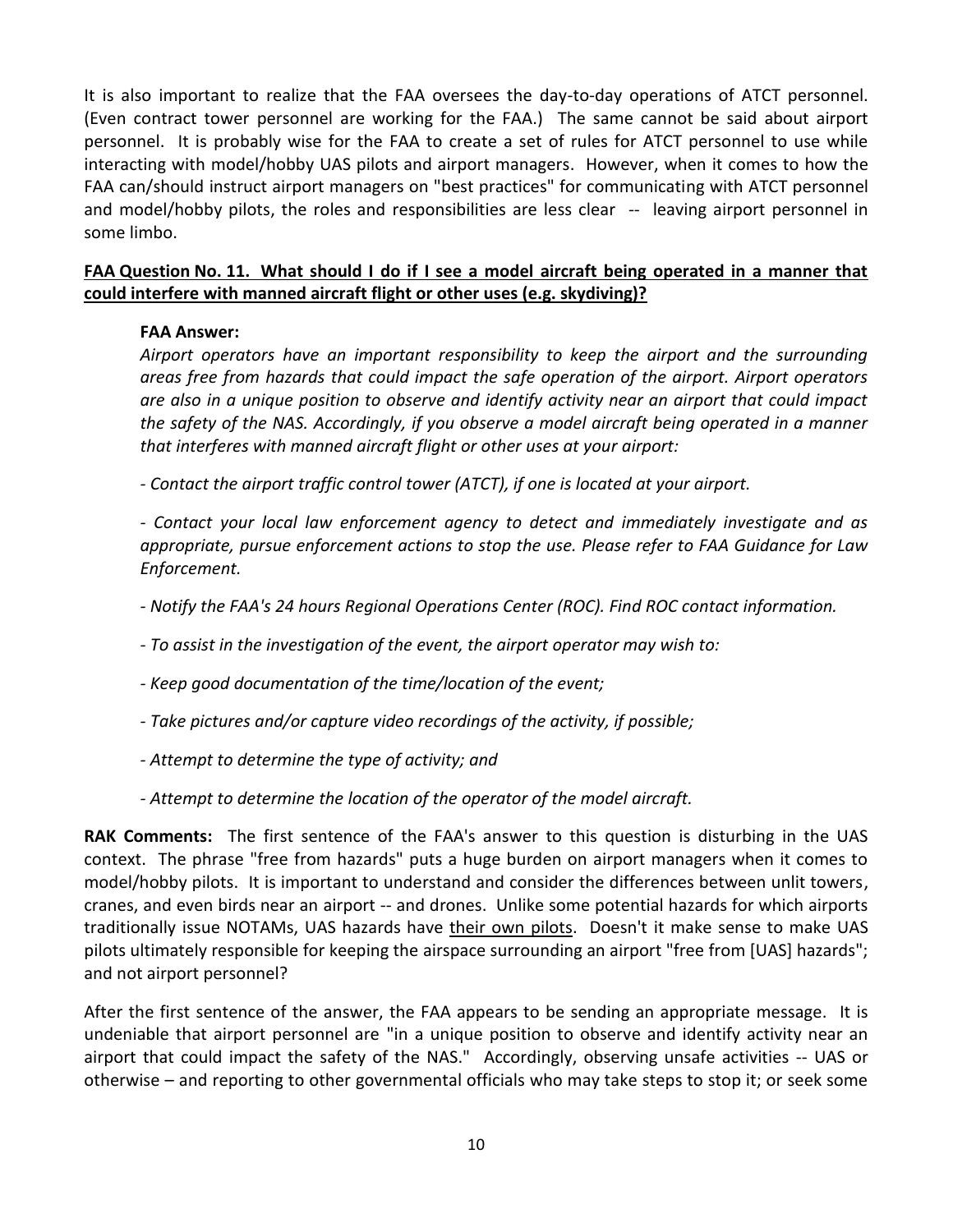It is also important to realize that the FAA oversees the day-to-day operations of ATCT personnel. (Even contract tower personnel are working for the FAA.) The same cannot be said about airport personnel. It is probably wise for the FAA to create a set of rules for ATCT personnel to use while interacting with model/hobby UAS pilots and airport managers. However, when it comes to how the FAA can/should instruct airport managers on "best practices" for communicating with ATCT personnel and model/hobby pilots, the roles and responsibilities are less clear -- leaving airport personnel in some limbo.

**FAA Question No. 11. What should I do if I see a model aircraft being operated in a manner that could interfere with manned aircraft flight or other uses (e.g. skydiving)?**

**FAA Answer:**

*Airport operators have an important responsibility to keep the airport and the surrounding areas free from hazards that could impact the safe operation of the airport. Airport operators are also in a unique position to observe and identify activity near an airport that could impact the safety of the NAS. Accordingly, if you observe a model aircraft being operated in a manner that interferes with manned aircraft flight or other uses at your airport:*

*- Contact the airport traffic control tower (ATCT), if one is located at your airport.*

*- Contact your local law enforcement agency to detect and immediately investigate and as appropriate, pursue enforcement actions to stop the use. Please refer to FAA Guidance for Law Enforcement.*

*- Notify the FAA's 24 hours Regional Operations Center (ROC). Find ROC contact information.*

*- To assist in the investigation of the event, the airport operator may wish to:*

*- Keep good documentation of the time/location of the event;*

*- Take pictures and/or capture video recordings of the activity, if possible;*

*- Attempt to determine the type of activity; and*

*- Attempt to determine the location of the operator of the model aircraft.*

**RAK Comments:** The first sentence of the FAA's answer to this question is disturbing in the UAS context. The phrase "free from hazards" puts a huge burden on airport managers when it comes to model/hobby pilots. It is important to understand and consider the differences between unlit towers, cranes, and even birds near an airport -- and drones. Unlike some potential hazards for which airports traditionally issue NOTAMs, UAS hazards have <u>their own pilots</u>. Doesn't it make sense to make UAS pilots ultimately responsible for keeping the airspace surrounding an airport "free from [UAS] hazards"; and not airport personnel?

After the first sentence of the answer, the FAA appears to be sending an appropriate message. It is undeniable that airport personnel are "in a unique position to observe and identify activity near an airport that could impact the safety of the NAS." Accordingly, observing unsafe activities -- UAS or otherwise – and reporting to other governmental officials who may take steps to stop it; or seek some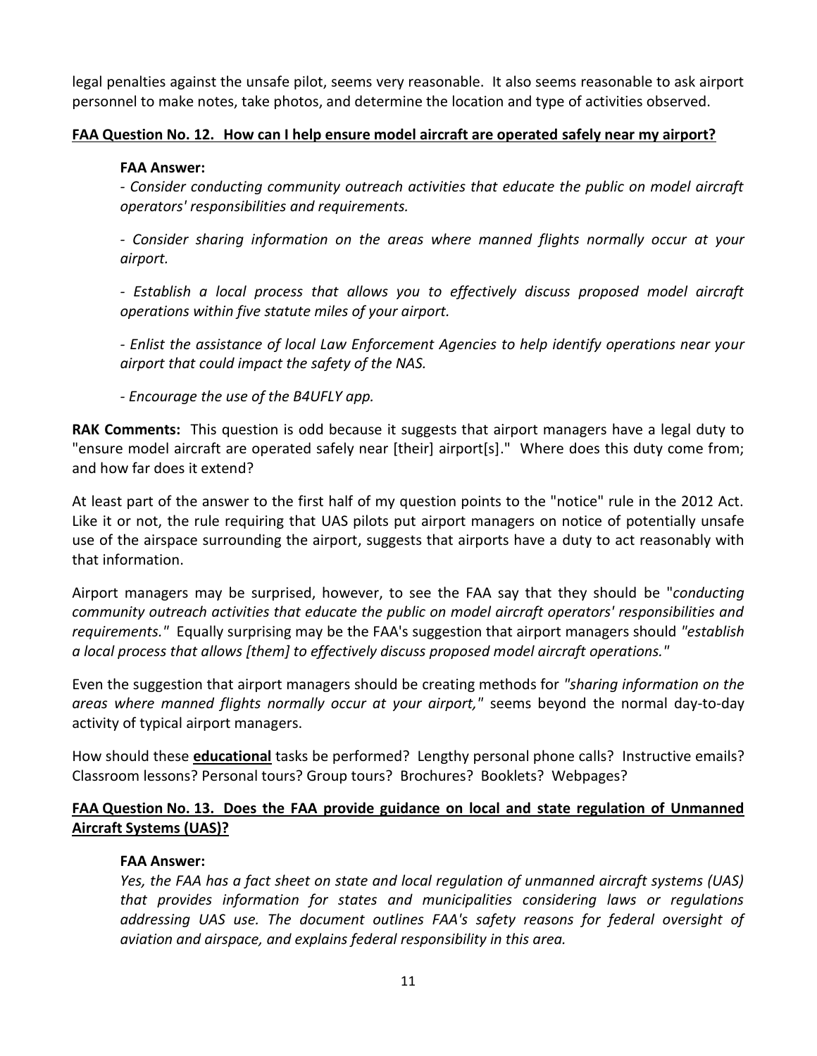legal penalties against the unsafe pilot, seems very reasonable. It also seems reasonable to ask airport personnel to make notes, take photos, and determine the location and type of activities observed.

**FAA Question No. 12. How can I help ensure model aircraft are operated safely near my airport?**

> **FAA Answer:**
>
> *- Consider conducting community outreach activities that educate the public on model aircraft operators' responsibilities and requirements.*
>
> *- Consider sharing information on the areas where manned flights normally occur at your airport.*
>
> *- Establish a local process that allows you to effectively discuss proposed model aircraft operations within five statute miles of your airport.*
>
> *- Enlist the assistance of local Law Enforcement Agencies to help identify operations near your airport that could impact the safety of the NAS.*
>
> *- Encourage the use of the B4UFLY app.*

**RAK Comments:** This question is odd because it suggests that airport managers have a legal duty to "ensure model aircraft are operated safely near [their] airport[s]." Where does this duty come from; and how far does it extend?

At least part of the answer to the first half of my question points to the "notice" rule in the 2012 Act. Like it or not, the rule requiring that UAS pilots put airport managers on notice of potentially unsafe use of the airspace surrounding the airport, suggests that airports have a duty to act reasonably with that information.

Airport managers may be surprised, however, to see the FAA say that they should be "*conducting community outreach activities that educate the public on model aircraft operators' responsibilities and requirements."* Equally surprising may be the FAA's suggestion that airport managers should *"establish a local process that allows [them] to effectively discuss proposed model aircraft operations."*

Even the suggestion that airport managers should be creating methods for *"sharing information on the areas where manned flights normally occur at your airport,"* seems beyond the normal day-to-day activity of typical airport managers.

How should these **educational** tasks be performed? Lengthy personal phone calls? Instructive emails? Classroom lessons? Personal tours? Group tours? Brochures? Booklets? Webpages?

**FAA Question No. 13. Does the FAA provide guidance on local and state regulation of Unmanned Aircraft Systems (UAS)?**

> **FAA Answer:**
>
> *Yes, the FAA has a fact sheet on state and local regulation of unmanned aircraft systems (UAS) that provides information for states and municipalities considering laws or regulations addressing UAS use. The document outlines FAA's safety reasons for federal oversight of aviation and airspace, and explains federal responsibility in this area.*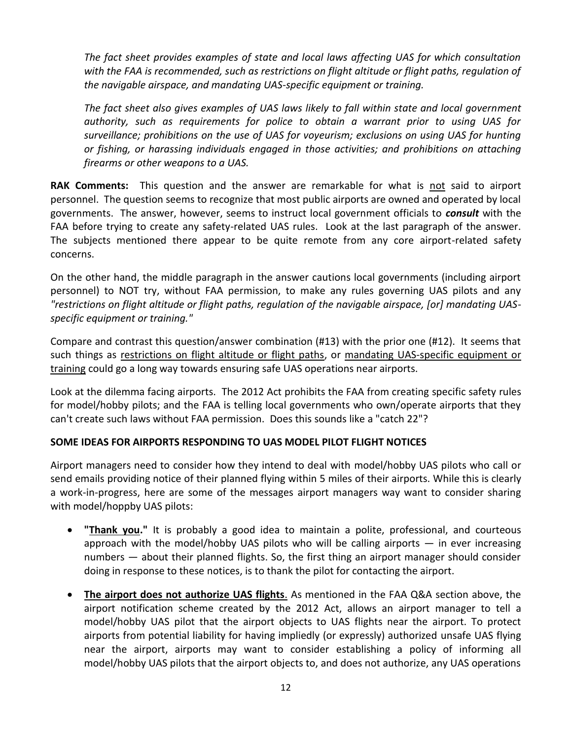*The fact sheet provides examples of state and local laws affecting UAS for which consultation with the FAA is recommended, such as restrictions on flight altitude or flight paths, regulation of the navigable airspace, and mandating UAS-specific equipment or training.*

*The fact sheet also gives examples of UAS laws likely to fall within state and local government authority, such as requirements for police to obtain a warrant prior to using UAS for surveillance; prohibitions on the use of UAS for voyeurism; exclusions on using UAS for hunting or fishing, or harassing individuals engaged in those activities; and prohibitions on attaching firearms or other weapons to a UAS.*

**RAK Comments:** This question and the answer are remarkable for what is <u>not</u> said to airport personnel. The question seems to recognize that most public airports are owned and operated by local governments. The answer, however, seems to instruct local government officials to ***consult*** with the FAA before trying to create any safety-related UAS rules. Look at the last paragraph of the answer. The subjects mentioned there appear to be quite remote from any core airport-related safety concerns.

On the other hand, the middle paragraph in the answer cautions local governments (including airport personnel) to NOT try, without FAA permission, to make any rules governing UAS pilots and any *"restrictions on flight altitude or flight paths, regulation of the navigable airspace, [or] mandating UAS-specific equipment or training."*

Compare and contrast this question/answer combination (#13) with the prior one (#12). It seems that such things as <u>restrictions on flight altitude or flight paths</u>, or <u>mandating UAS-specific equipment or training</u> could go a long way towards ensuring safe UAS operations near airports.

Look at the dilemma facing airports. The 2012 Act prohibits the FAA from creating specific safety rules for model/hobby pilots; and the FAA is telling local governments who own/operate airports that they can't create such laws without FAA permission. Does this sounds like a "catch 22"?

**SOME IDEAS FOR AIRPORTS RESPONDING TO UAS MODEL PILOT FLIGHT NOTICES**

Airport managers need to consider how they intend to deal with model/hobby UAS pilots who call or send emails providing notice of their planned flying within 5 miles of their airports. While this is clearly a work-in-progress, here are some of the messages airport managers way want to consider sharing with model/hoppby UAS pilots:

- **"<u>Thank you</u>."** It is probably a good idea to maintain a polite, professional, and courteous approach with the model/hobby UAS pilots who will be calling airports — in ever increasing numbers — about their planned flights. So, the first thing an airport manager should consider doing in response to these notices, is to thank the pilot for contacting the airport.
- **<u>The airport does not authorize UAS flights</u>**. As mentioned in the FAA Q&A section above, the airport notification scheme created by the 2012 Act, allows an airport manager to tell a model/hobby UAS pilot that the airport objects to UAS flights near the airport. To protect airports from potential liability for having impliedly (or expressly) authorized unsafe UAS flying near the airport, airports may want to consider establishing a policy of informing all model/hobby UAS pilots that the airport objects to, and does not authorize, any UAS operations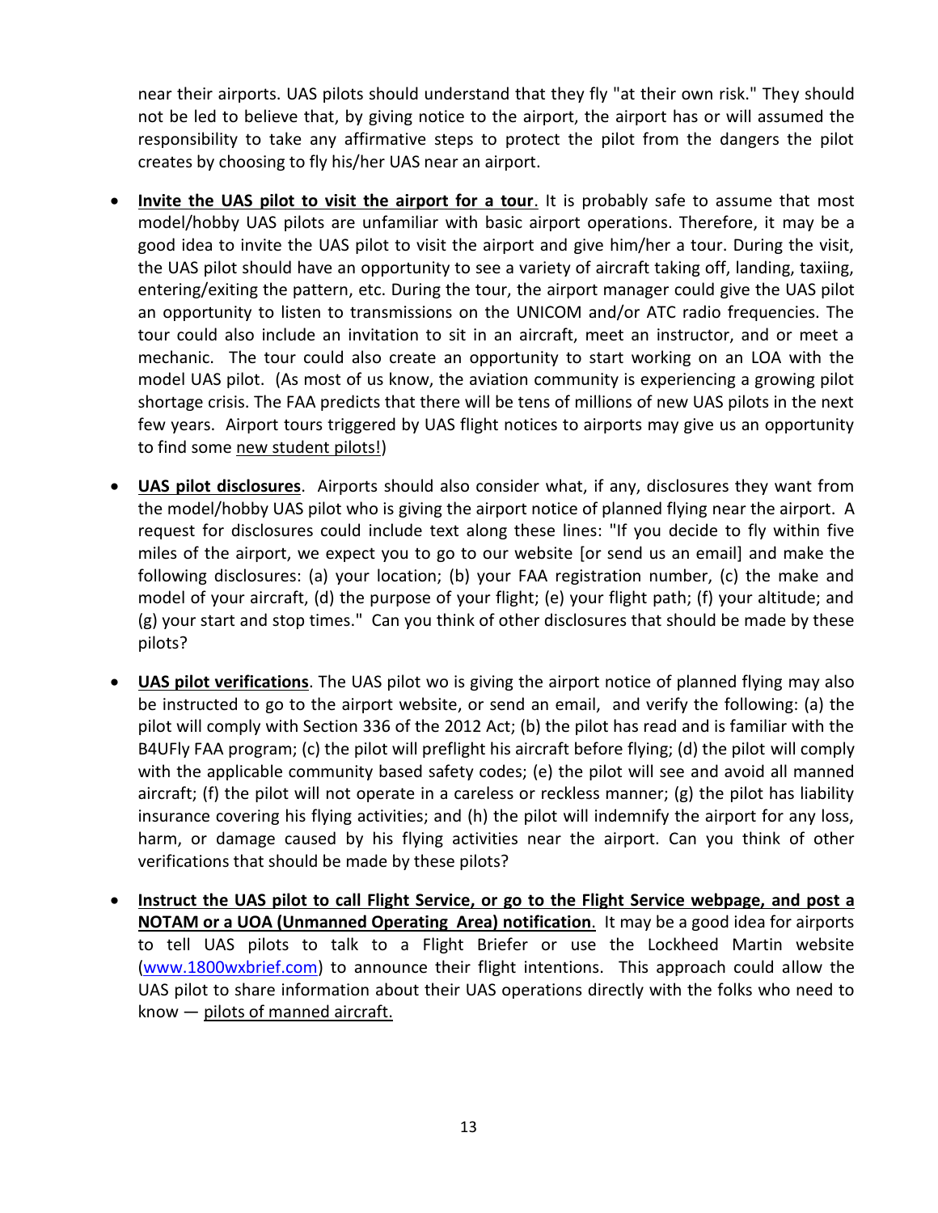near their airports. UAS pilots should understand that they fly "at their own risk." They should not be led to believe that, by giving notice to the airport, the airport has or will assumed the responsibility to take any affirmative steps to protect the pilot from the dangers the pilot creates by choosing to fly his/her UAS near an airport.

- **Invite the UAS pilot to visit the airport for a tour**. It is probably safe to assume that most model/hobby UAS pilots are unfamiliar with basic airport operations. Therefore, it may be a good idea to invite the UAS pilot to visit the airport and give him/her a tour. During the visit, the UAS pilot should have an opportunity to see a variety of aircraft taking off, landing, taxiing, entering/exiting the pattern, etc. During the tour, the airport manager could give the UAS pilot an opportunity to listen to transmissions on the UNICOM and/or ATC radio frequencies. The tour could also include an invitation to sit in an aircraft, meet an instructor, and or meet a mechanic. The tour could also create an opportunity to start working on an LOA with the model UAS pilot. (As most of us know, the aviation community is experiencing a growing pilot shortage crisis. The FAA predicts that there will be tens of millions of new UAS pilots in the next few years. Airport tours triggered by UAS flight notices to airports may give us an opportunity to find some new student pilots!)

- **UAS pilot disclosures**. Airports should also consider what, if any, disclosures they want from the model/hobby UAS pilot who is giving the airport notice of planned flying near the airport. A request for disclosures could include text along these lines: "If you decide to fly within five miles of the airport, we expect you to go to our website [or send us an email] and make the following disclosures: (a) your location; (b) your FAA registration number, (c) the make and model of your aircraft, (d) the purpose of your flight; (e) your flight path; (f) your altitude; and (g) your start and stop times." Can you think of other disclosures that should be made by these pilots?

- **UAS pilot verifications**. The UAS pilot wo is giving the airport notice of planned flying may also be instructed to go to the airport website, or send an email, and verify the following: (a) the pilot will comply with Section 336 of the 2012 Act; (b) the pilot has read and is familiar with the B4UFly FAA program; (c) the pilot will preflight his aircraft before flying; (d) the pilot will comply with the applicable community based safety codes; (e) the pilot will see and avoid all manned aircraft; (f) the pilot will not operate in a careless or reckless manner; (g) the pilot has liability insurance covering his flying activities; and (h) the pilot will indemnify the airport for any loss, harm, or damage caused by his flying activities near the airport. Can you think of other verifications that should be made by these pilots?

- **Instruct the UAS pilot to call Flight Service, or go to the Flight Service webpage, and post a NOTAM or a UOA (Unmanned Operating Area) notification**. It may be a good idea for airports to tell UAS pilots to talk to a Flight Briefer or use the Lockheed Martin website (www.1800wxbrief.com) to announce their flight intentions. This approach could allow the UAS pilot to share information about their UAS operations directly with the folks who need to know — pilots of manned aircraft.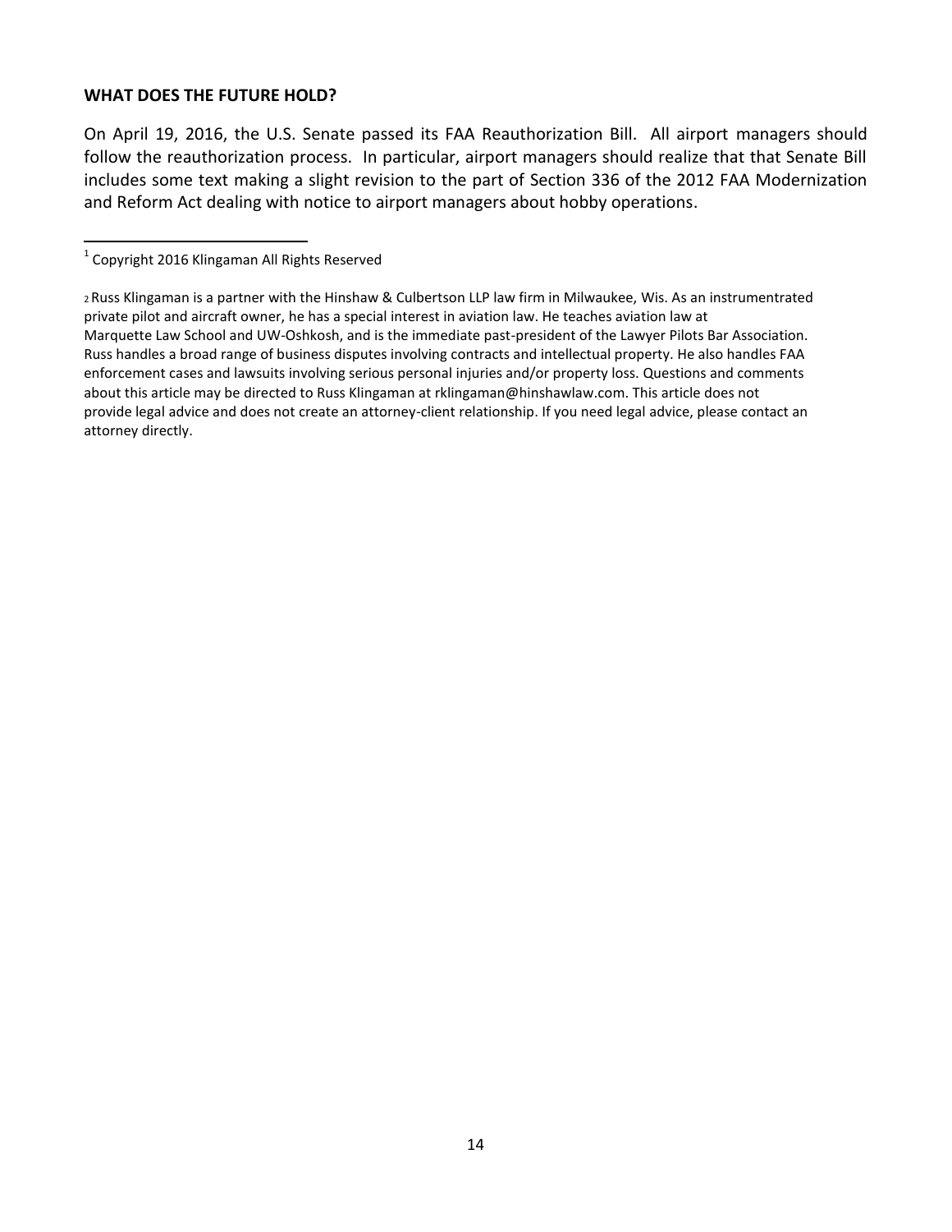**WHAT DOES THE FUTURE HOLD?**

On April 19, 2016, the U.S. Senate passed its FAA Reauthorization Bill. All airport managers should follow the reauthorization process. In particular, airport managers should realize that that Senate Bill includes some text making a slight revision to the part of Section 336 of the 2012 FAA Modernization and Reform Act dealing with notice to airport managers about hobby operations.

---

[1] Copyright 2016 Klingaman All Rights Reserved

[2] Russ Klingaman is a partner with the Hinshaw & Culbertson LLP law firm in Milwaukee, Wis. As an instrumentrated private pilot and aircraft owner, he has a special interest in aviation law. He teaches aviation law at Marquette Law School and UW-Oshkosh, and is the immediate past-president of the Lawyer Pilots Bar Association. Russ handles a broad range of business disputes involving contracts and intellectual property. He also handles FAA enforcement cases and lawsuits involving serious personal injuries and/or property loss. Questions and comments about this article may be directed to Russ Klingaman at rklingaman@hinshawlaw.com. This article does not provide legal advice and does not create an attorney-client relationship. If you need legal advice, please contact an attorney directly.